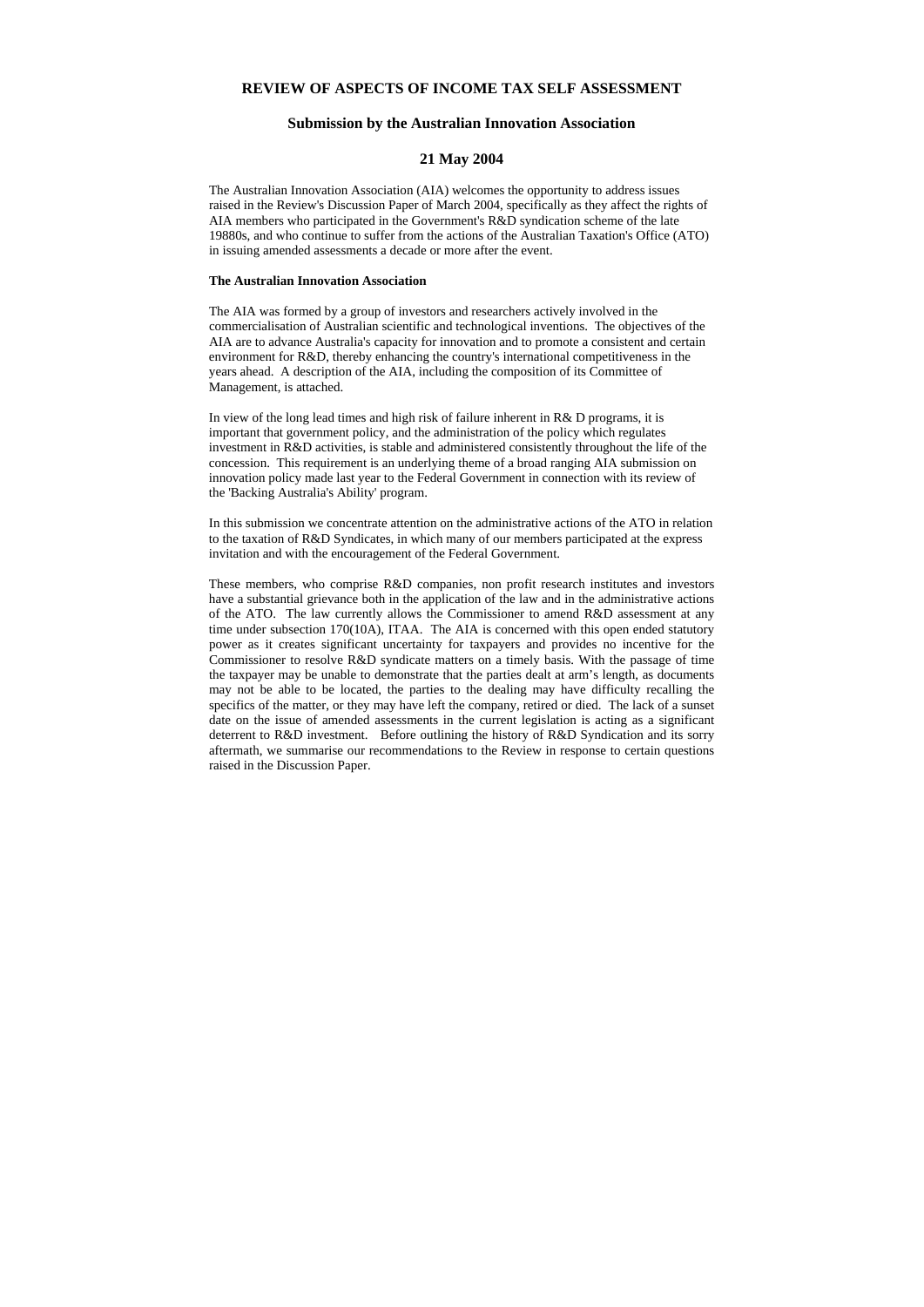# REVIEW OF ASPECTS OF INCOME TAX SELF ASSESSMENT

## Submission by the Australian Innovation Association

## 21 May 2004

The Australian Innovation Association (AIA) welcomes the opportunity to address issues raised in the Review's Discussion Paper of March 2004, specifically as they affect the rights of AIA members who participated in the Government's R&D syndication scheme of the late 19880s, and who continue to suffer from the actions of the Australian Taxation's Office (ATO) in issuing amended assessments a decade or more after the event.

### The Australian Innovation Association

The AIA was formed by a group of investors and researchers actively involved in the commercialisation of Australian scientific and technological inventions. The objectives of the AIA are to advance Australia's capacity for innovation and to promote a consistent and certain environment for R&D, thereby enhancing the country's international competitiveness in the years ahead. A description of the AIA, including the composition of its Committee of Management, is attached.

In view of the long lead times and high risk of failure inherent in R& D programs, it is important that government policy, and the administration of the policy which regulates investment in R&D activities, is stable and administered consistently throughout the life of the concession. This requirement is an underlying theme of a broad ranging AIA submission on innovation policy made last year to the Federal Government in connection with its review of the 'Backing Australia's Ability' program.

In this submission we concentrate attention on the administrative actions of the ATO in relation to the taxation of R&D Syndicates, in which many of our members participated at the express invitation and with the encouragement of the Federal Government.

These members, who comprise R&D companies, non profit research institutes and investors have a substantial grievance both in the application of the law and in the administrative actions of the ATO. The law currently allows the Commissioner to amend R&D assessment at any time under subsection 170(10A), ITAA. The AIA is concerned with this open ended statutory power as it creates significant uncertainty for taxpayers and provides no incentive for the Commissioner to resolve R&D syndicate matters on a timely basis. With the passage of time the taxpayer may be unable to demonstrate that the parties dealt at arm's length, as documents may not be able to be located, the parties to the dealing may have difficulty recalling the specifics of the matter, or they may have left the company, retired or died. The lack of a sunset date on the issue of amended assessments in the current legislation is acting as a significant deterrent to R&D investment. Before outlining the history of R&D Syndication and its sorry aftermath, we summarise our recommendations to the Review in response to certain questions raised in the Discussion Paper.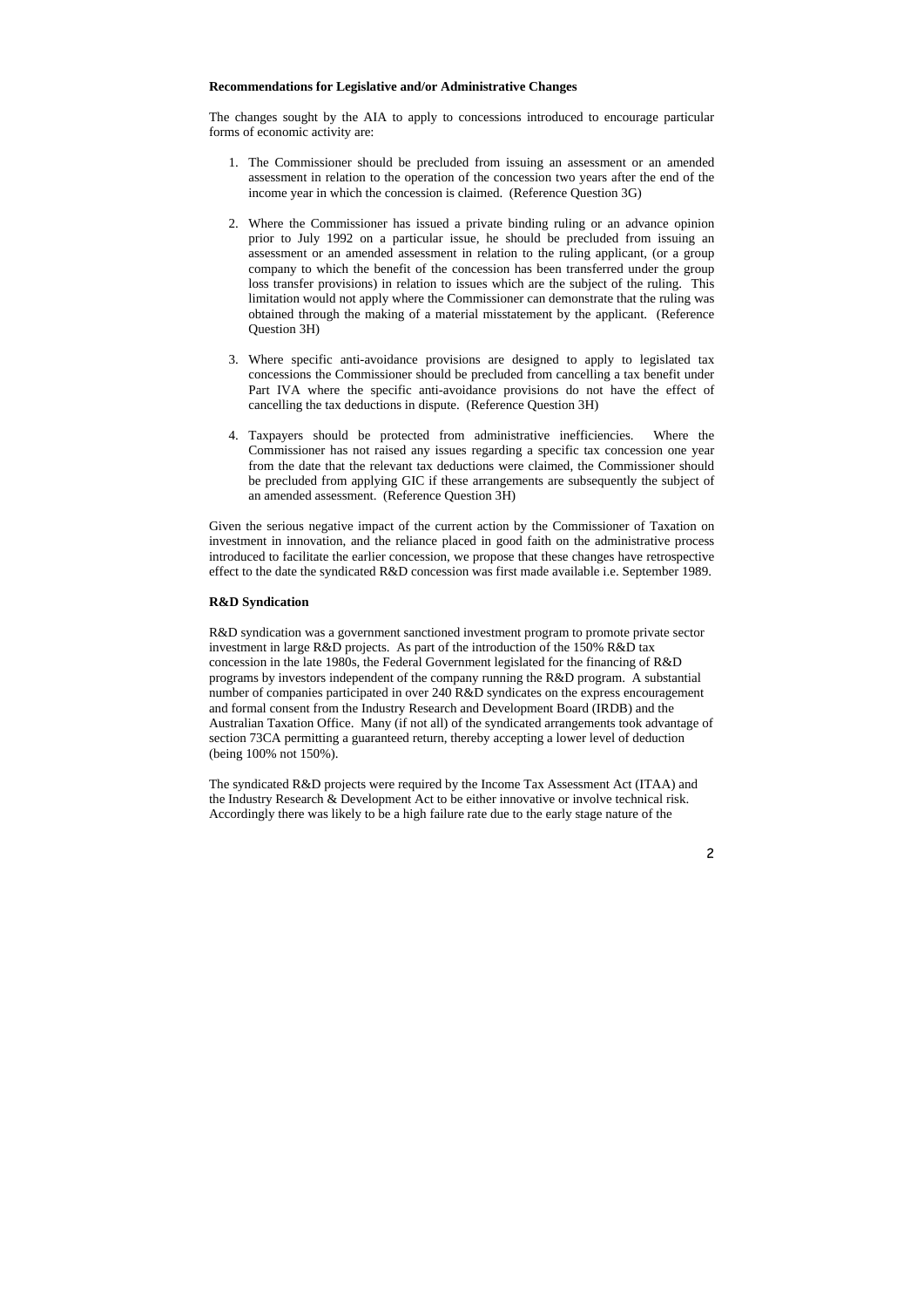**Recommendations for Legislative and/or Administrative Changes**

The changes sought by the AIA to apply to concessions introduced to encourage particular forms of economic activity are:

1. The Commissioner should be precluded from issuing an assessment or an amended assessment in relation to the operation of the concession two years after the end of the income year in which the concession is claimed. (Reference Question 3G)

2. Where the Commissioner has issued a private binding ruling or an advance opinion prior to July 1992 on a particular issue, he should be precluded from issuing an assessment or an amended assessment in relation to the ruling applicant, (or a group company to which the benefit of the concession has been transferred under the group loss transfer provisions) in relation to issues which are the subject of the ruling. This limitation would not apply where the Commissioner can demonstrate that the ruling was obtained through the making of a material misstatement by the applicant. (Reference Question 3H)

3. Where specific anti-avoidance provisions are designed to apply to legislated tax concessions the Commissioner should be precluded from cancelling a tax benefit under Part IVA where the specific anti-avoidance provisions do not have the effect of cancelling the tax deductions in dispute. (Reference Question 3H)

4. Taxpayers should be protected from administrative inefficiencies. Where the Commissioner has not raised any issues regarding a specific tax concession one year from the date that the relevant tax deductions were claimed, the Commissioner should be precluded from applying GIC if these arrangements are subsequently the subject of an amended assessment. (Reference Question 3H)

Given the serious negative impact of the current action by the Commissioner of Taxation on investment in innovation, and the reliance placed in good faith on the administrative process introduced to facilitate the earlier concession, we propose that these changes have retrospective effect to the date the syndicated R&D concession was first made available i.e. September 1989.

**R&D Syndication**

R&D syndication was a government sanctioned investment program to promote private sector investment in large R&D projects. As part of the introduction of the 150% R&D tax concession in the late 1980s, the Federal Government legislated for the financing of R&D programs by investors independent of the company running the R&D program. A substantial number of companies participated in over 240 R&D syndicates on the express encouragement and formal consent from the Industry Research and Development Board (IRDB) and the Australian Taxation Office. Many (if not all) of the syndicated arrangements took advantage of section 73CA permitting a guaranteed return, thereby accepting a lower level of deduction (being 100% not 150%).

The syndicated R&D projects were required by the Income Tax Assessment Act (ITAA) and the Industry Research & Development Act to be either innovative or involve technical risk. Accordingly there was likely to be a high failure rate due to the early stage nature of the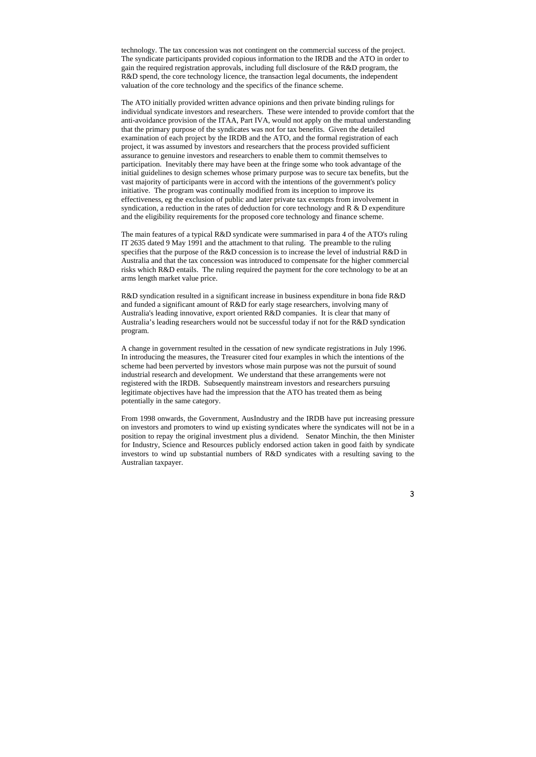technology. The tax concession was not contingent on the commercial success of the project. The syndicate participants provided copious information to the IRDB and the ATO in order to gain the required registration approvals, including full disclosure of the R&D program, the R&D spend, the core technology licence, the transaction legal documents, the independent valuation of the core technology and the specifics of the finance scheme.

The ATO initially provided written advance opinions and then private binding rulings for individual syndicate investors and researchers. These were intended to provide comfort that the anti-avoidance provision of the ITAA, Part IVA, would not apply on the mutual understanding that the primary purpose of the syndicates was not for tax benefits. Given the detailed examination of each project by the IRDB and the ATO, and the formal registration of each project, it was assumed by investors and researchers that the process provided sufficient assurance to genuine investors and researchers to enable them to commit themselves to participation. Inevitably there may have been at the fringe some who took advantage of the initial guidelines to design schemes whose primary purpose was to secure tax benefits, but the vast majority of participants were in accord with the intentions of the government's policy initiative. The program was continually modified from its inception to improve its effectiveness, eg the exclusion of public and later private tax exempts from involvement in syndication, a reduction in the rates of deduction for core technology and R & D expenditure and the eligibility requirements for the proposed core technology and finance scheme.

The main features of a typical R&D syndicate were summarised in para 4 of the ATO's ruling IT 2635 dated 9 May 1991 and the attachment to that ruling. The preamble to the ruling specifies that the purpose of the R&D concession is to increase the level of industrial R&D in Australia and that the tax concession was introduced to compensate for the higher commercial risks which R&D entails. The ruling required the payment for the core technology to be at an arms length market value price.

R&D syndication resulted in a significant increase in business expenditure in bona fide R&D and funded a significant amount of R&D for early stage researchers, involving many of Australia's leading innovative, export oriented R&D companies. It is clear that many of Australia's leading researchers would not be successful today if not for the R&D syndication program.

A change in government resulted in the cessation of new syndicate registrations in July 1996. In introducing the measures, the Treasurer cited four examples in which the intentions of the scheme had been perverted by investors whose main purpose was not the pursuit of sound industrial research and development. We understand that these arrangements were not registered with the IRDB. Subsequently mainstream investors and researchers pursuing legitimate objectives have had the impression that the ATO has treated them as being potentially in the same category.

From 1998 onwards, the Government, AusIndustry and the IRDB have put increasing pressure on investors and promoters to wind up existing syndicates where the syndicates will not be in a position to repay the original investment plus a dividend. Senator Minchin, the then Minister for Industry, Science and Resources publicly endorsed action taken in good faith by syndicate investors to wind up substantial numbers of R&D syndicates with a resulting saving to the Australian taxpayer.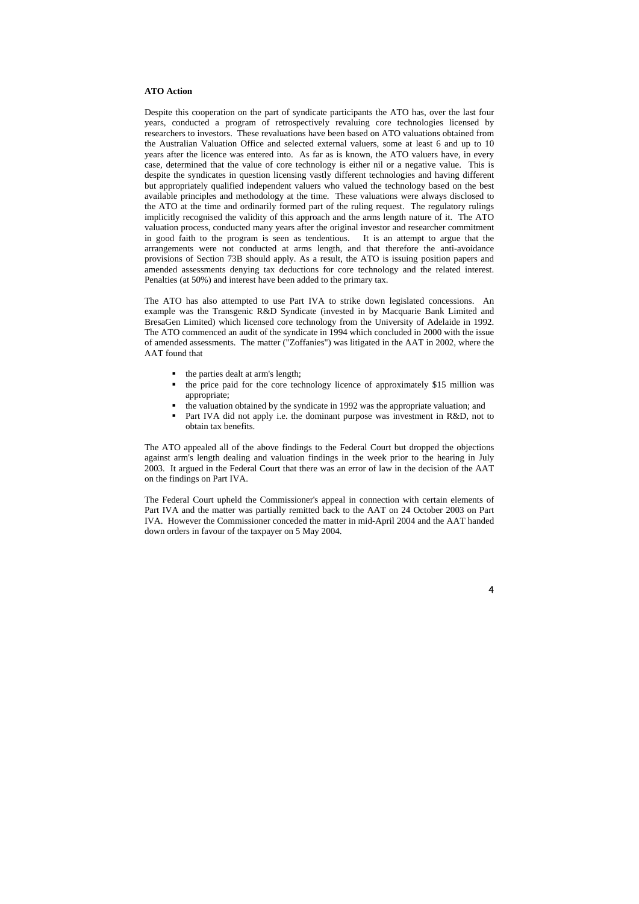**ATO Action**

Despite this cooperation on the part of syndicate participants the ATO has, over the last four years, conducted a program of retrospectively revaluing core technologies licensed by researchers to investors. These revaluations have been based on ATO valuations obtained from the Australian Valuation Office and selected external valuers, some at least 6 and up to 10 years after the licence was entered into. As far as is known, the ATO valuers have, in every case, determined that the value of core technology is either nil or a negative value. This is despite the syndicates in question licensing vastly different technologies and having different but appropriately qualified independent valuers who valued the technology based on the best available principles and methodology at the time. These valuations were always disclosed to the ATO at the time and ordinarily formed part of the ruling request. The regulatory rulings implicitly recognised the validity of this approach and the arms length nature of it. The ATO valuation process, conducted many years after the original investor and researcher commitment in good faith to the program is seen as tendentious. It is an attempt to argue that the arrangements were not conducted at arms length, and that therefore the anti-avoidance provisions of Section 73B should apply. As a result, the ATO is issuing position papers and amended assessments denying tax deductions for core technology and the related interest. Penalties (at 50%) and interest have been added to the primary tax.

The ATO has also attempted to use Part IVA to strike down legislated concessions. An example was the Transgenic R&D Syndicate (invested in by Macquarie Bank Limited and BresaGen Limited) which licensed core technology from the University of Adelaide in 1992. The ATO commenced an audit of the syndicate in 1994 which concluded in 2000 with the issue of amended assessments. The matter ("Zoffanies") was litigated in the AAT in 2002, where the AAT found that

- the parties dealt at arm's length;
- the price paid for the core technology licence of approximately $15 million was appropriate;
- the valuation obtained by the syndicate in 1992 was the appropriate valuation; and
- Part IVA did not apply i.e. the dominant purpose was investment in R&D, not to obtain tax benefits.

The ATO appealed all of the above findings to the Federal Court but dropped the objections against arm's length dealing and valuation findings in the week prior to the hearing in July 2003. It argued in the Federal Court that there was an error of law in the decision of the AAT on the findings on Part IVA.

The Federal Court upheld the Commissioner's appeal in connection with certain elements of Part IVA and the matter was partially remitted back to the AAT on 24 October 2003 on Part IVA. However the Commissioner conceded the matter in mid-April 2004 and the AAT handed down orders in favour of the taxpayer on 5 May 2004.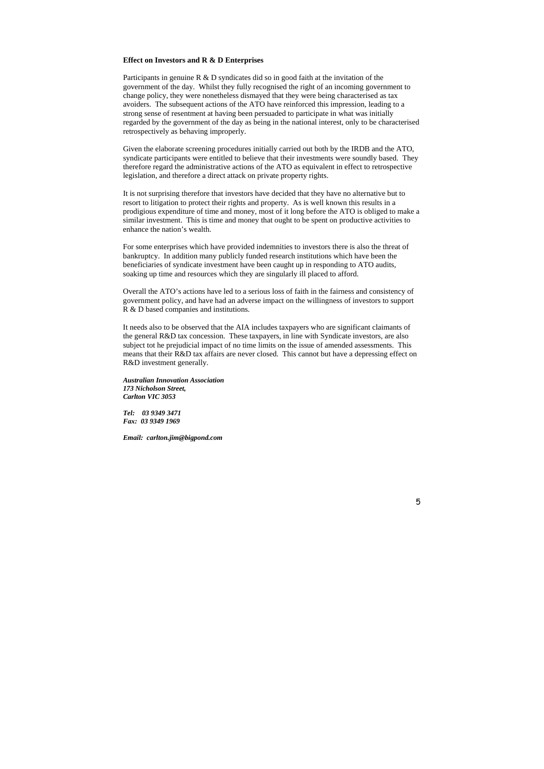**Effect on Investors and R & D Enterprises**

Participants in genuine R & D syndicates did so in good faith at the invitation of the government of the day. Whilst they fully recognised the right of an incoming government to change policy, they were nonetheless dismayed that they were being characterised as tax avoiders. The subsequent actions of the ATO have reinforced this impression, leading to a strong sense of resentment at having been persuaded to participate in what was initially regarded by the government of the day as being in the national interest, only to be characterised retrospectively as behaving improperly.

Given the elaborate screening procedures initially carried out both by the IRDB and the ATO, syndicate participants were entitled to believe that their investments were soundly based. They therefore regard the administrative actions of the ATO as equivalent in effect to retrospective legislation, and therefore a direct attack on private property rights.

It is not surprising therefore that investors have decided that they have no alternative but to resort to litigation to protect their rights and property. As is well known this results in a prodigious expenditure of time and money, most of it long before the ATO is obliged to make a similar investment. This is time and money that ought to be spent on productive activities to enhance the nation's wealth.

For some enterprises which have provided indemnities to investors there is also the threat of bankruptcy. In addition many publicly funded research institutions which have been the beneficiaries of syndicate investment have been caught up in responding to ATO audits, soaking up time and resources which they are singularly ill placed to afford.

Overall the ATO's actions have led to a serious loss of faith in the fairness and consistency of government policy, and have had an adverse impact on the willingness of investors to support R & D based companies and institutions.

It needs also to be observed that the AIA includes taxpayers who are significant claimants of the general R&D tax concession. These taxpayers, in line with Syndicate investors, are also subject tot he prejudicial impact of no time limits on the issue of amended assessments. This means that their R&D tax affairs are never closed. This cannot but have a depressing effect on R&D investment generally.

***Australian Innovation Association***
***173 Nicholson Street,***
***Carlton VIC 3053***

***Tel: 03 9349 3471***
***Fax: 03 9349 1969***

***Email: carlton.jim@bigpond.com***